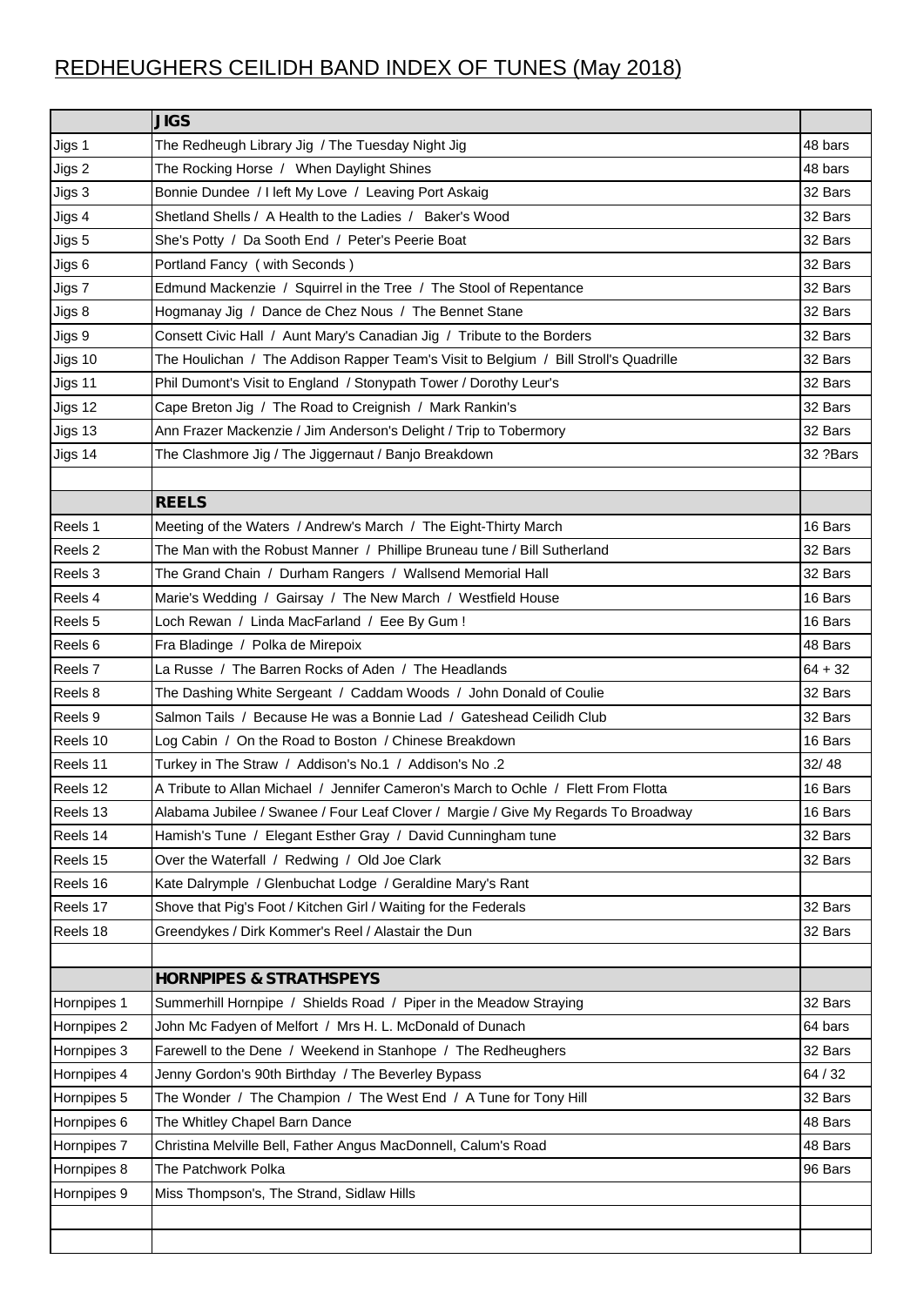# REDHEUGHERS CEILIDH BAND INDEX OF TUNES (May 2018)

| | | |
|---|---|---|
| | **JIGS** | |
| Jigs 1 | The Redheugh Library Jig / The Tuesday Night Jig | 48 bars |
| Jigs 2 | The Rocking Horse / When Daylight Shines | 48 bars |
| Jigs 3 | Bonnie Dundee / I left My Love / Leaving Port Askaig | 32 Bars |
| Jigs 4 | Shetland Shells / A Health to the Ladies / Baker's Wood | 32 Bars |
| Jigs 5 | She's Potty / Da Sooth End / Peter's Peerie Boat | 32 Bars |
| Jigs 6 | Portland Fancy (with Seconds) | 32 Bars |
| Jigs 7 | Edmund Mackenzie / Squirrel in the Tree / The Stool of Repentance | 32 Bars |
| Jigs 8 | Hogmanay Jig / Dance de Chez Nous / The Bennet Stane | 32 Bars |
| Jigs 9 | Consett Civic Hall / Aunt Mary's Canadian Jig / Tribute to the Borders | 32 Bars |
| Jigs 10 | The Houlichan / The Addison Rapper Team's Visit to Belgium / Bill Stroll's Quadrille | 32 Bars |
| Jigs 11 | Phil Dumont's Visit to England / Stonypath Tower / Dorothy Leur's | 32 Bars |
| Jigs 12 | Cape Breton Jig / The Road to Creignish / Mark Rankin's | 32 Bars |
| Jigs 13 | Ann Frazer Mackenzie / Jim Anderson's Delight / Trip to Tobermory | 32 Bars |
| Jigs 14 | The Clashmore Jig / The Jiggernaut / Banjo Breakdown | 32 ?Bars |
| | | |
| | **REELS** | |
| Reels 1 | Meeting of the Waters / Andrew's March / The Eight-Thirty March | 16 Bars |
| Reels 2 | The Man with the Robust Manner / Phillipe Bruneau tune / Bill Sutherland | 32 Bars |
| Reels 3 | The Grand Chain / Durham Rangers / Wallsend Memorial Hall | 32 Bars |
| Reels 4 | Marie's Wedding / Gairsay / The New March / Westfield House | 16 Bars |
| Reels 5 | Loch Rewan / Linda MacFarland / Eee By Gum ! | 16 Bars |
| Reels 6 | Fra Bladinge / Polka de Mirepoix | 48 Bars |
| Reels 7 | La Russe / The Barren Rocks of Aden / The Headlands | 64 + 32 |
| Reels 8 | The Dashing White Sergeant / Caddam Woods / John Donald of Coulie | 32 Bars |
| Reels 9 | Salmon Tails / Because He was a Bonnie Lad / Gateshead Ceilidh Club | 32 Bars |
| Reels 10 | Log Cabin / On the Road to Boston / Chinese Breakdown | 16 Bars |
| Reels 11 | Turkey in The Straw / Addison's No.1 / Addison's No .2 | 32/ 48 |
| Reels 12 | A Tribute to Allan Michael / Jennifer Cameron's March to Ochle / Flett From Flotta | 16 Bars |
| Reels 13 | Alabama Jubilee / Swanee / Four Leaf Clover / Margie / Give My Regards To Broadway | 16 Bars |
| Reels 14 | Hamish's Tune / Elegant Esther Gray / David Cunningham tune | 32 Bars |
| Reels 15 | Over the Waterfall / Redwing / Old Joe Clark | 32 Bars |
| Reels 16 | Kate Dalrymple / Glenbuchat Lodge / Geraldine Mary's Rant | |
| Reels 17 | Shove that Pig's Foot / Kitchen Girl / Waiting for the Federals | 32 Bars |
| Reels 18 | Greendykes / Dirk Kommer's Reel / Alastair the Dun | 32 Bars |
| | | |
| | **HORNPIPES & STRATHSPEYS** | |
| Hornpipes 1 | Summerhill Hornpipe / Shields Road / Piper in the Meadow Straying | 32 Bars |
| Hornpipes 2 | John Mc Fadyen of Melfort / Mrs H. L. McDonald of Dunach | 64 bars |
| Hornpipes 3 | Farewell to the Dene / Weekend in Stanhope / The Redheughers | 32 Bars |
| Hornpipes 4 | Jenny Gordon's 90th Birthday / The Beverley Bypass | 64 / 32 |
| Hornpipes 5 | The Wonder / The Champion / The West End / A Tune for Tony Hill | 32 Bars |
| Hornpipes 6 | The Whitley Chapel Barn Dance | 48 Bars |
| Hornpipes 7 | Christina Melville Bell, Father Angus MacDonnell, Calum's Road | 48 Bars |
| Hornpipes 8 | The Patchwork Polka | 96 Bars |
| Hornpipes 9 | Miss Thompson's, The Strand, Sidlaw Hills | |
| | | |
| | | |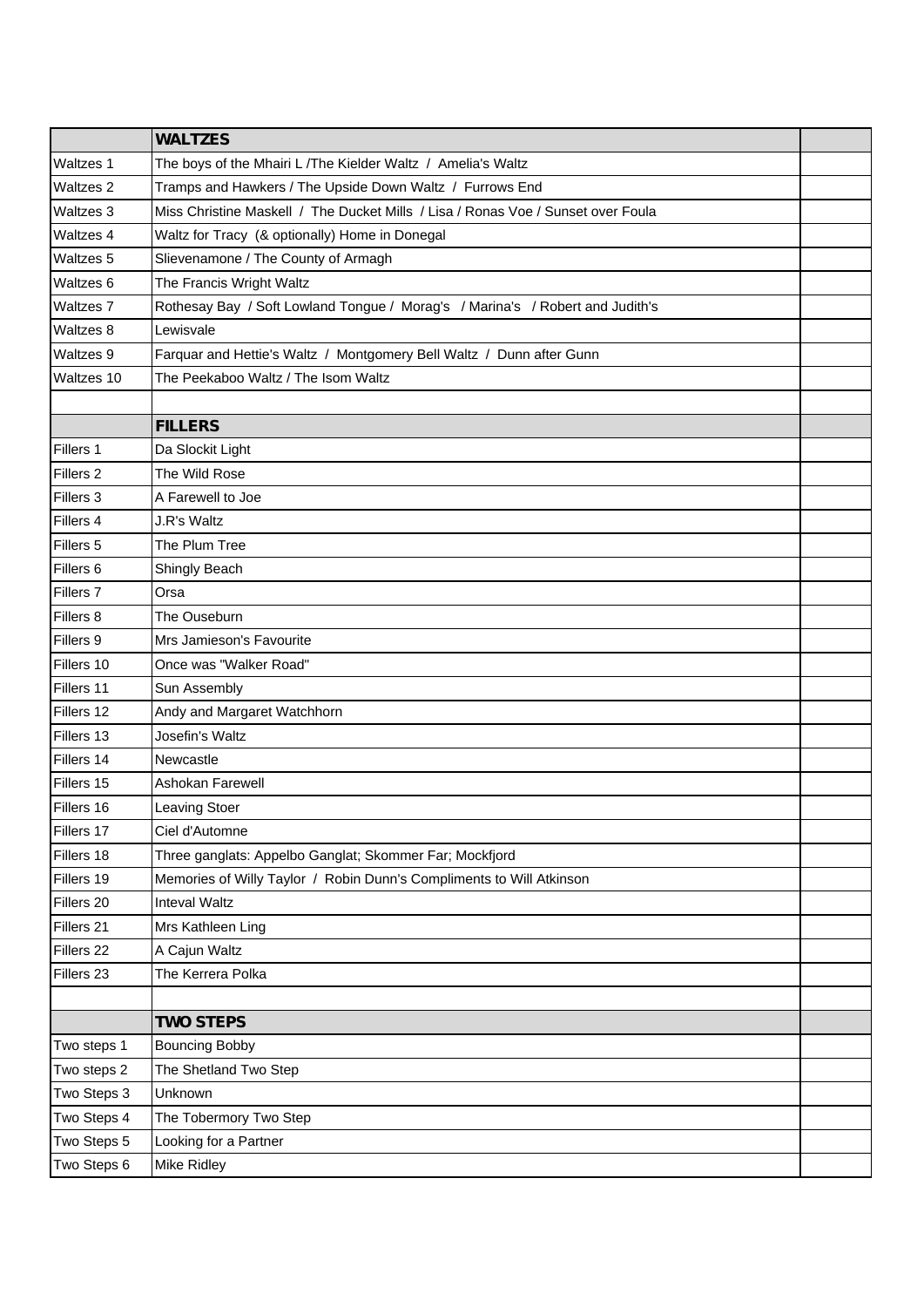| | | |
|---|---|---|
| | **WALTZES** | |
| Waltzes 1 | The boys of the Mhairi L /The Kielder Waltz / Amelia's Waltz | |
| Waltzes 2 | Tramps and Hawkers / The Upside Down Waltz / Furrows End | |
| Waltzes 3 | Miss Christine Maskell / The Ducket Mills / Lisa / Ronas Voe / Sunset over Foula | |
| Waltzes 4 | Waltz for Tracy (& optionally) Home in Donegal | |
| Waltzes 5 | Slievenamone / The County of Armagh | |
| Waltzes 6 | The Francis Wright Waltz | |
| Waltzes 7 | Rothesay Bay / Soft Lowland Tongue / Morag's / Marina's / Robert and Judith's | |
| Waltzes 8 | Lewisvale | |
| Waltzes 9 | Farquar and Hettie's Waltz / Montgomery Bell Waltz / Dunn after Gunn | |
| Waltzes 10 | The Peekaboo Waltz / The Isom Waltz | |
| | | |
| | **FILLERS** | |
| Fillers 1 | Da Slockit Light | |
| Fillers 2 | The Wild Rose | |
| Fillers 3 | A Farewell to Joe | |
| Fillers 4 | J.R's Waltz | |
| Fillers 5 | The Plum Tree | |
| Fillers 6 | Shingly Beach | |
| Fillers 7 | Orsa | |
| Fillers 8 | The Ouseburn | |
| Fillers 9 | Mrs Jamieson's Favourite | |
| Fillers 10 | Once was "Walker Road" | |
| Fillers 11 | Sun Assembly | |
| Fillers 12 | Andy and Margaret Watchhorn | |
| Fillers 13 | Josefin's Waltz | |
| Fillers 14 | Newcastle | |
| Fillers 15 | Ashokan Farewell | |
| Fillers 16 | Leaving Stoer | |
| Fillers 17 | Ciel d'Automne | |
| Fillers 18 | Three ganglats: Appelbo Ganglat; Skommer Far; Mockfjord | |
| Fillers 19 | Memories of Willy Taylor / Robin Dunn's Compliments to Will Atkinson | |
| Fillers 20 | Inteval Waltz | |
| Fillers 21 | Mrs Kathleen Ling | |
| Fillers 22 | A Cajun Waltz | |
| Fillers 23 | The Kerrera Polka | |
| | | |
| | **TWO STEPS** | |
| Two steps 1 | Bouncing Bobby | |
| Two steps 2 | The Shetland Two Step | |
| Two Steps 3 | Unknown | |
| Two Steps 4 | The Tobermory Two Step | |
| Two Steps 5 | Looking for a Partner | |
| Two Steps 6 | Mike Ridley | |